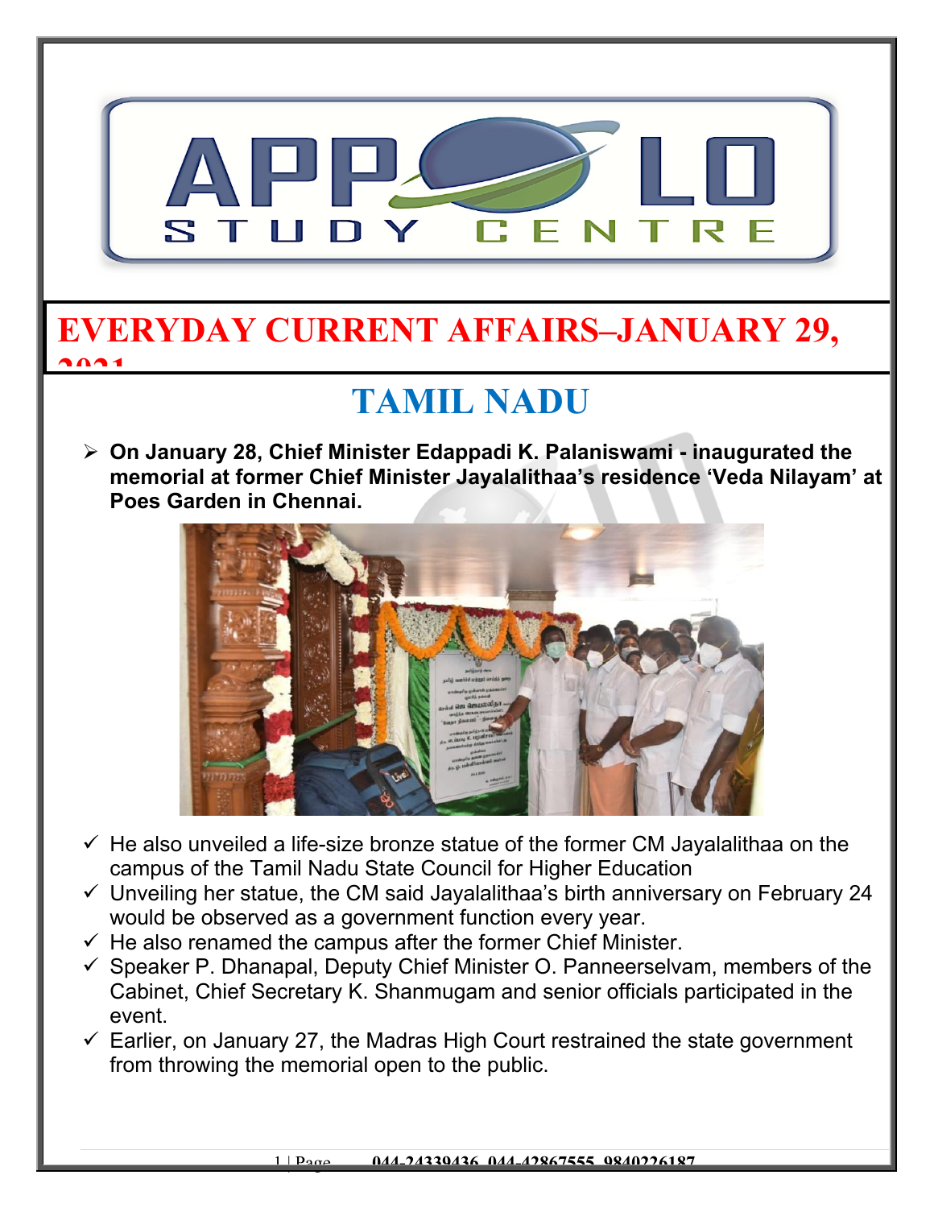# EVERYDAY CURRENT AFFAIRS–JANUARY 29, 2021

## TAMIL NADU

- **On January 28, Chief Minister Edappadi K. Palaniswami - inaugurated the memorial at former Chief Minister Jayalalithaa's residence 'Veda Nilayam' at Poes Garden in Chennai.**

  - ✓ He also unveiled a life-size bronze statue of the former CM Jayalalithaa on the campus of the Tamil Nadu State Council for Higher Education
  - ✓ Unveiling her statue, the CM said Jayalalithaa's birth anniversary on February 24 would be observed as a government function every year.
  - ✓ He also renamed the campus after the former Chief Minister.
  - ✓ Speaker P. Dhanapal, Deputy Chief Minister O. Panneerselvam, members of the Cabinet, Chief Secretary K. Shanmugam and senior officials participated in the event.
  - ✓ Earlier, on January 27, the Madras High Court restrained the state government from throwing the memorial open to the public.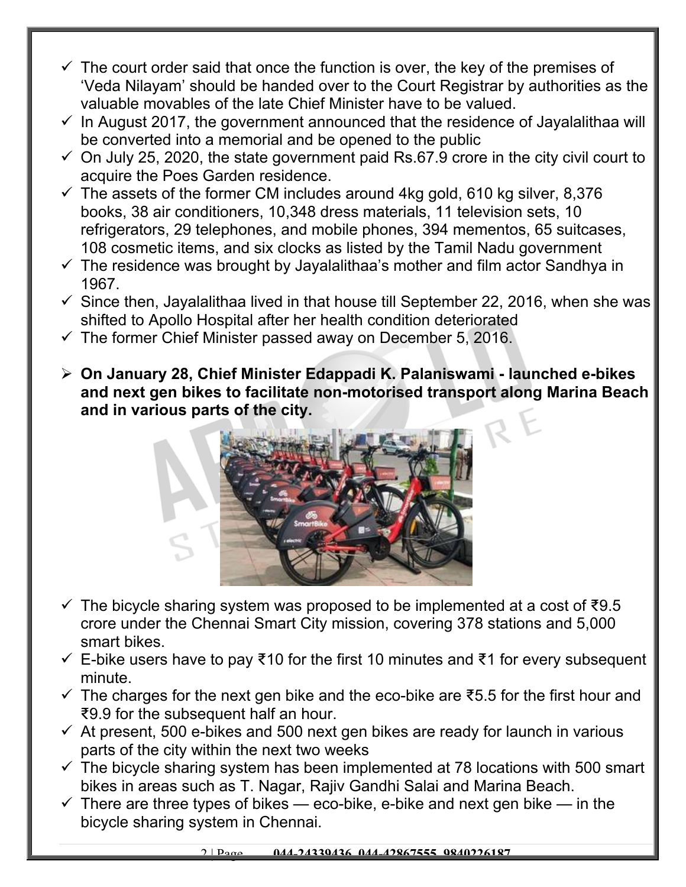- ✓ The court order said that once the function is over, the key of the premises of 'Veda Nilayam' should be handed over to the Court Registrar by authorities as the valuable movables of the late Chief Minister have to be valued.
- ✓ In August 2017, the government announced that the residence of Jayalalithaa will be converted into a memorial and be opened to the public
- ✓ On July 25, 2020, the state government paid Rs.67.9 crore in the city civil court to acquire the Poes Garden residence.
- ✓ The assets of the former CM includes around 4kg gold, 610 kg silver, 8,376 books, 38 air conditioners, 10,348 dress materials, 11 television sets, 10 refrigerators, 29 telephones, and mobile phones, 394 mementos, 65 suitcases, 108 cosmetic items, and six clocks as listed by the Tamil Nadu government
- ✓ The residence was brought by Jayalalithaa's mother and film actor Sandhya in 1967.
- ✓ Since then, Jayalalithaa lived in that house till September 22, 2016, when she was shifted to Apollo Hospital after her health condition deteriorated
- ✓ The former Chief Minister passed away on December 5, 2016.

- ➢ **On January 28, Chief Minister Edappadi K. Palaniswami - launched e-bikes and next gen bikes to facilitate non-motorised transport along Marina Beach and in various parts of the city.**

- ✓ The bicycle sharing system was proposed to be implemented at a cost of ₹9.5 crore under the Chennai Smart City mission, covering 378 stations and 5,000 smart bikes.
- ✓ E-bike users have to pay ₹10 for the first 10 minutes and ₹1 for every subsequent minute.
- ✓ The charges for the next gen bike and the eco-bike are ₹5.5 for the first hour and ₹9.9 for the subsequent half an hour.
- ✓ At present, 500 e-bikes and 500 next gen bikes are ready for launch in various parts of the city within the next two weeks
- ✓ The bicycle sharing system has been implemented at 78 locations with 500 smart bikes in areas such as T. Nagar, Rajiv Gandhi Salai and Marina Beach.
- ✓ There are three types of bikes — eco-bike, e-bike and next gen bike — in the bicycle sharing system in Chennai.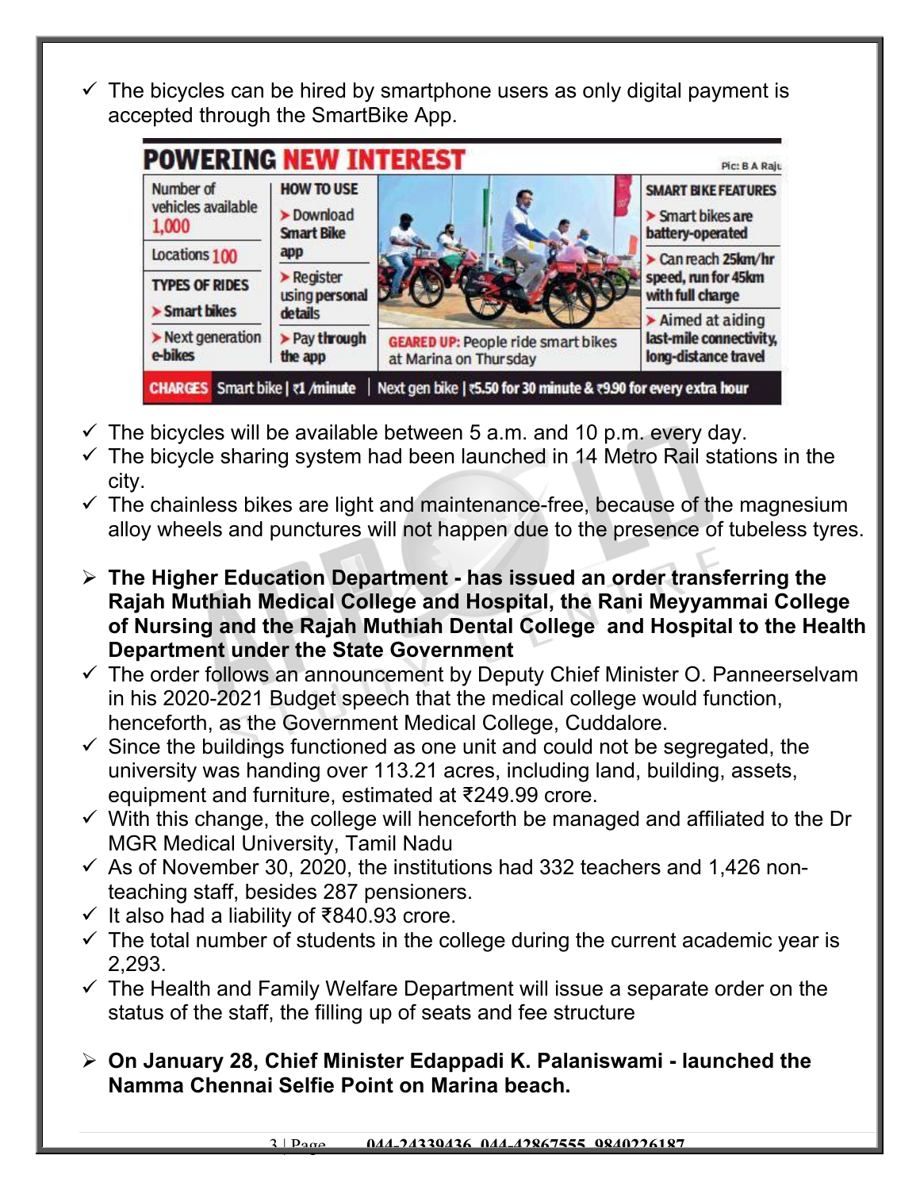- ✓ The bicycles can be hired by smartphone users as only digital payment is accepted through the SmartBike App.

**POWERING NEW INTEREST**

Pic: B A Raju

| Number of vehicles available 1,000 | HOW TO USE | SMART BIKE FEATURES |
|---|---|---|
| Locations 100 | ➤ Download Smart Bike app | ➤ Smart bikes are battery-operated |
| TYPES OF RIDES ➤ Smart bikes ➤ Next generation e-bikes | ➤ Register using personal details ➤ Pay through the app | ➤ Can reach 25km/hr speed, run for 45km with full charge ➤ Aimed at aiding last-mile connectivity, long-distance travel |

GEARED UP: People ride smart bikes at Marina on Thursday

CHARGES Smart bike | ₹1 /minute | Next gen bike | ₹5.50 for 30 minute & ₹9.90 for every extra hour

- ✓ The bicycles will be available between 5 a.m. and 10 p.m. every day.
- ✓ The bicycle sharing system had been launched in 14 Metro Rail stations in the city.
- ✓ The chainless bikes are light and maintenance-free, because of the magnesium alloy wheels and punctures will not happen due to the presence of tubeless tyres.

- ➤ **The Higher Education Department - has issued an order transferring the Rajah Muthiah Medical College and Hospital, the Rani Meyyammai College of Nursing and the Rajah Muthiah Dental College and Hospital to the Health Department under the State Government**
- ✓ The order follows an announcement by Deputy Chief Minister O. Panneerselvam in his 2020-2021 Budget speech that the medical college would function, henceforth, as the Government Medical College, Cuddalore.
- ✓ Since the buildings functioned as one unit and could not be segregated, the university was handing over 113.21 acres, including land, building, assets, equipment and furniture, estimated at ₹249.99 crore.
- ✓ With this change, the college will henceforth be managed and affiliated to the Dr MGR Medical University, Tamil Nadu
- ✓ As of November 30, 2020, the institutions had 332 teachers and 1,426 non-teaching staff, besides 287 pensioners.
- ✓ It also had a liability of ₹840.93 crore.
- ✓ The total number of students in the college during the current academic year is 2,293.
- ✓ The Health and Family Welfare Department will issue a separate order on the status of the staff, the filling up of seats and fee structure

- ➤ **On January 28, Chief Minister Edappadi K. Palaniswami - launched the Namma Chennai Selfie Point on Marina beach.**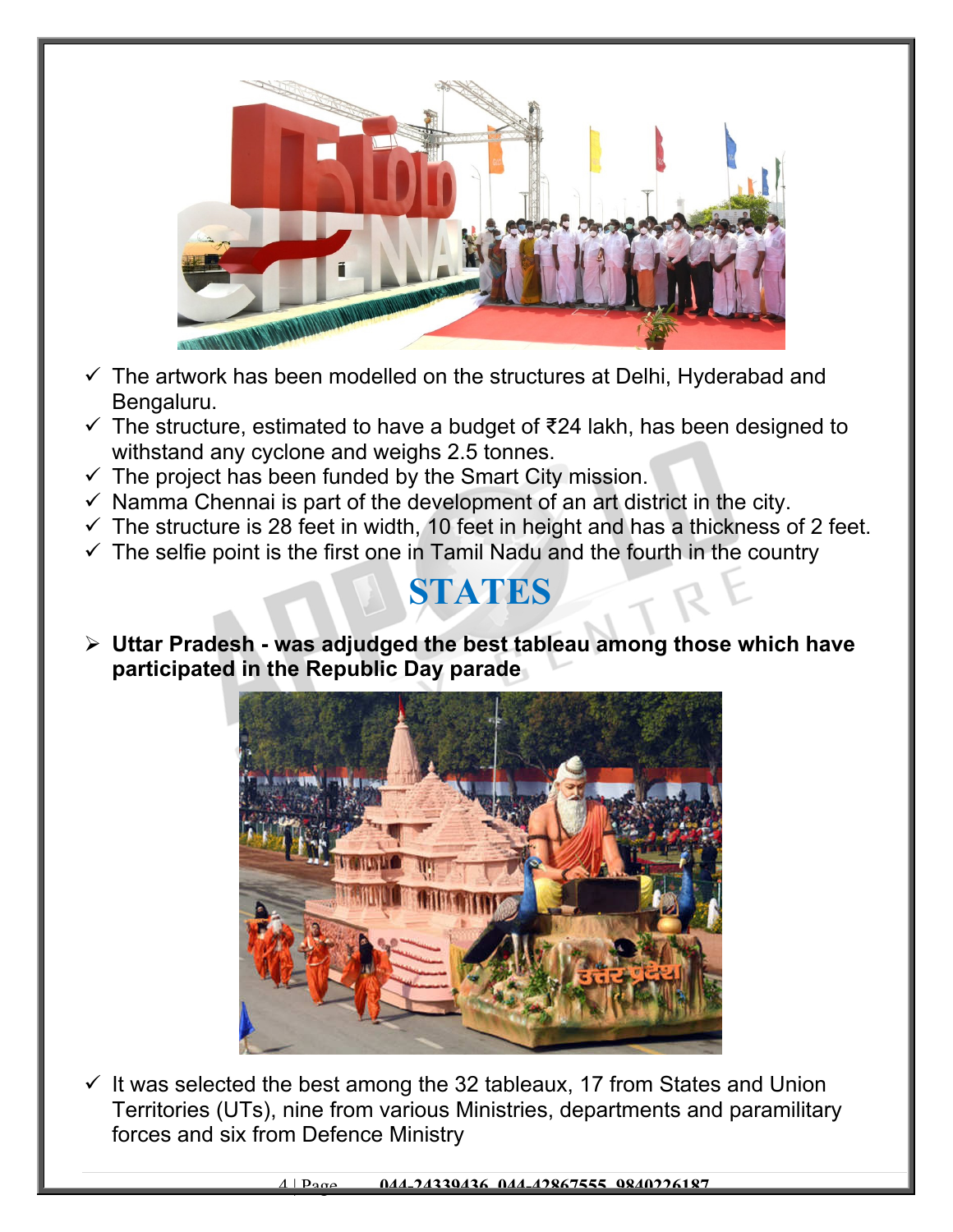- ✓ The artwork has been modelled on the structures at Delhi, Hyderabad and Bengaluru.
- ✓ The structure, estimated to have a budget of ₹24 lakh, has been designed to withstand any cyclone and weighs 2.5 tonnes.
- ✓ The project has been funded by the Smart City mission.
- ✓ Namma Chennai is part of the development of an art district in the city.
- ✓ The structure is 28 feet in width, 10 feet in height and has a thickness of 2 feet.
- ✓ The selfie point is the first one in Tamil Nadu and the fourth in the country

# STATES

- **Uttar Pradesh - was adjudged the best tableau among those which have participated in the Republic Day parade**

- ✓ It was selected the best among the 32 tableaux, 17 from States and Union Territories (UTs), nine from various Ministries, departments and paramilitary forces and six from Defence Ministry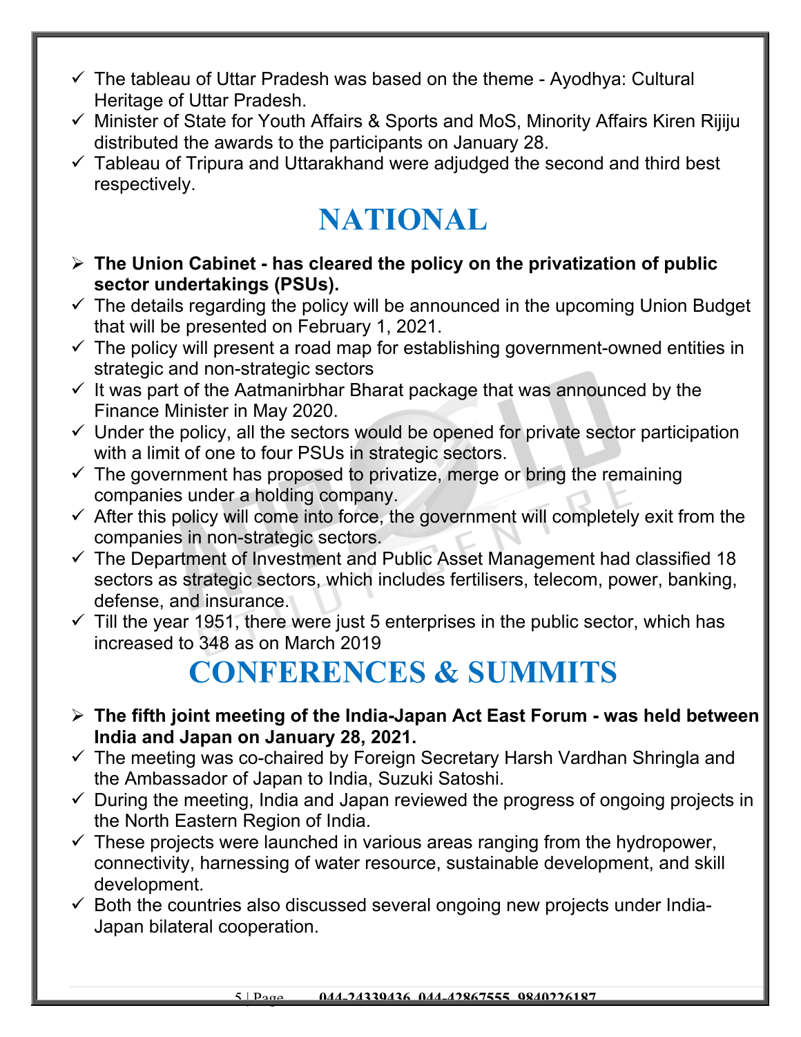- ✓ The tableau of Uttar Pradesh was based on the theme - Ayodhya: Cultural Heritage of Uttar Pradesh.
- ✓ Minister of State for Youth Affairs & Sports and MoS, Minority Affairs Kiren Rijiju distributed the awards to the participants on January 28.
- ✓ Tableau of Tripura and Uttarakhand were adjudged the second and third best respectively.

# NATIONAL

- ➢ **The Union Cabinet - has cleared the policy on the privatization of public sector undertakings (PSUs).**
- ✓ The details regarding the policy will be announced in the upcoming Union Budget that will be presented on February 1, 2021.
- ✓ The policy will present a road map for establishing government-owned entities in strategic and non-strategic sectors
- ✓ It was part of the Aatmanirbhar Bharat package that was announced by the Finance Minister in May 2020.
- ✓ Under the policy, all the sectors would be opened for private sector participation with a limit of one to four PSUs in strategic sectors.
- ✓ The government has proposed to privatize, merge or bring the remaining companies under a holding company.
- ✓ After this policy will come into force, the government will completely exit from the companies in non-strategic sectors.
- ✓ The Department of Investment and Public Asset Management had classified 18 sectors as strategic sectors, which includes fertilisers, telecom, power, banking, defense, and insurance.
- ✓ Till the year 1951, there were just 5 enterprises in the public sector, which has increased to 348 as on March 2019

# CONFERENCES & SUMMITS

- ➢ **The fifth joint meeting of the India-Japan Act East Forum - was held between India and Japan on January 28, 2021.**
- ✓ The meeting was co-chaired by Foreign Secretary Harsh Vardhan Shringla and the Ambassador of Japan to India, Suzuki Satoshi.
- ✓ During the meeting, India and Japan reviewed the progress of ongoing projects in the North Eastern Region of India.
- ✓ These projects were launched in various areas ranging from the hydropower, connectivity, harnessing of water resource, sustainable development, and skill development.
- ✓ Both the countries also discussed several ongoing new projects under India-Japan bilateral cooperation.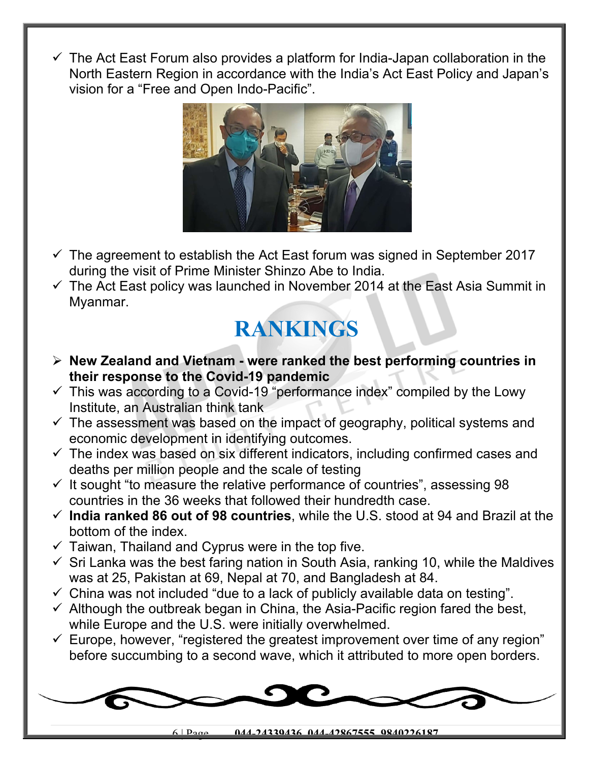- ✓ The Act East Forum also provides a platform for India-Japan collaboration in the North Eastern Region in accordance with the India's Act East Policy and Japan's vision for a "Free and Open Indo-Pacific".
- ✓ The agreement to establish the Act East forum was signed in September 2017 during the visit of Prime Minister Shinzo Abe to India.
- ✓ The Act East policy was launched in November 2014 at the East Asia Summit in Myanmar.

# RANKINGS

- ➢ **New Zealand and Vietnam - were ranked the best performing countries in their response to the Covid-19 pandemic**
- ✓ This was according to a Covid-19 "performance index" compiled by the Lowy Institute, an Australian think tank
- ✓ The assessment was based on the impact of geography, political systems and economic development in identifying outcomes.
- ✓ The index was based on six different indicators, including confirmed cases and deaths per million people and the scale of testing
- ✓ It sought "to measure the relative performance of countries", assessing 98 countries in the 36 weeks that followed their hundredth case.
- ✓ **India ranked 86 out of 98 countries**, while the U.S. stood at 94 and Brazil at the bottom of the index.
- ✓ Taiwan, Thailand and Cyprus were in the top five.
- ✓ Sri Lanka was the best faring nation in South Asia, ranking 10, while the Maldives was at 25, Pakistan at 69, Nepal at 70, and Bangladesh at 84.
- ✓ China was not included "due to a lack of publicly available data on testing".
- ✓ Although the outbreak began in China, the Asia-Pacific region fared the best, while Europe and the U.S. were initially overwhelmed.
- ✓ Europe, however, "registered the greatest improvement over time of any region" before succumbing to a second wave, which it attributed to more open borders.